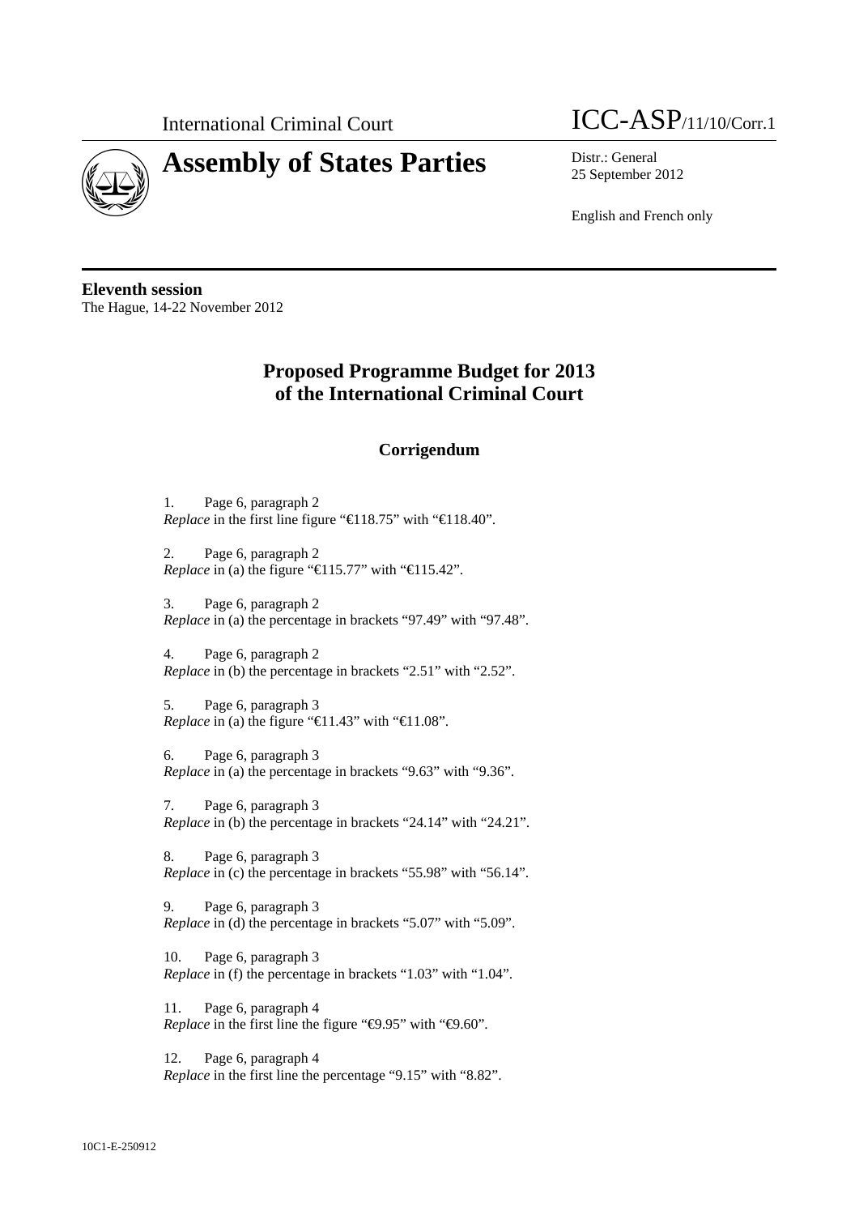International Criminal Court

# Assembly of States Parties

ICC-ASP/11/10/Corr.1

Distr.: General
25 September 2012

English and French only

**Eleventh session**
The Hague, 14-22 November 2012

## Proposed Programme Budget for 2013 of the International Criminal Court

### Corrigendum

1. Page 6, paragraph 2
*Replace* in the first line figure "€118.75" with "€118.40".

2. Page 6, paragraph 2
*Replace* in (a) the figure "€115.77" with "€115.42".

3. Page 6, paragraph 2
*Replace* in (a) the percentage in brackets "97.49" with "97.48".

4. Page 6, paragraph 2
*Replace* in (b) the percentage in brackets "2.51" with "2.52".

5. Page 6, paragraph 3
*Replace* in (a) the figure "€11.43" with "€11.08".

6. Page 6, paragraph 3
*Replace* in (a) the percentage in brackets "9.63" with "9.36".

7. Page 6, paragraph 3
*Replace* in (b) the percentage in brackets "24.14" with "24.21".

8. Page 6, paragraph 3
*Replace* in (c) the percentage in brackets "55.98" with "56.14".

9. Page 6, paragraph 3
*Replace* in (d) the percentage in brackets "5.07" with "5.09".

10. Page 6, paragraph 3
*Replace* in (f) the percentage in brackets "1.03" with "1.04".

11. Page 6, paragraph 4
*Replace* in the first line the figure "€9.95" with "€9.60".

12. Page 6, paragraph 4
*Replace* in the first line the percentage "9.15" with "8.82".

10C1-E-250912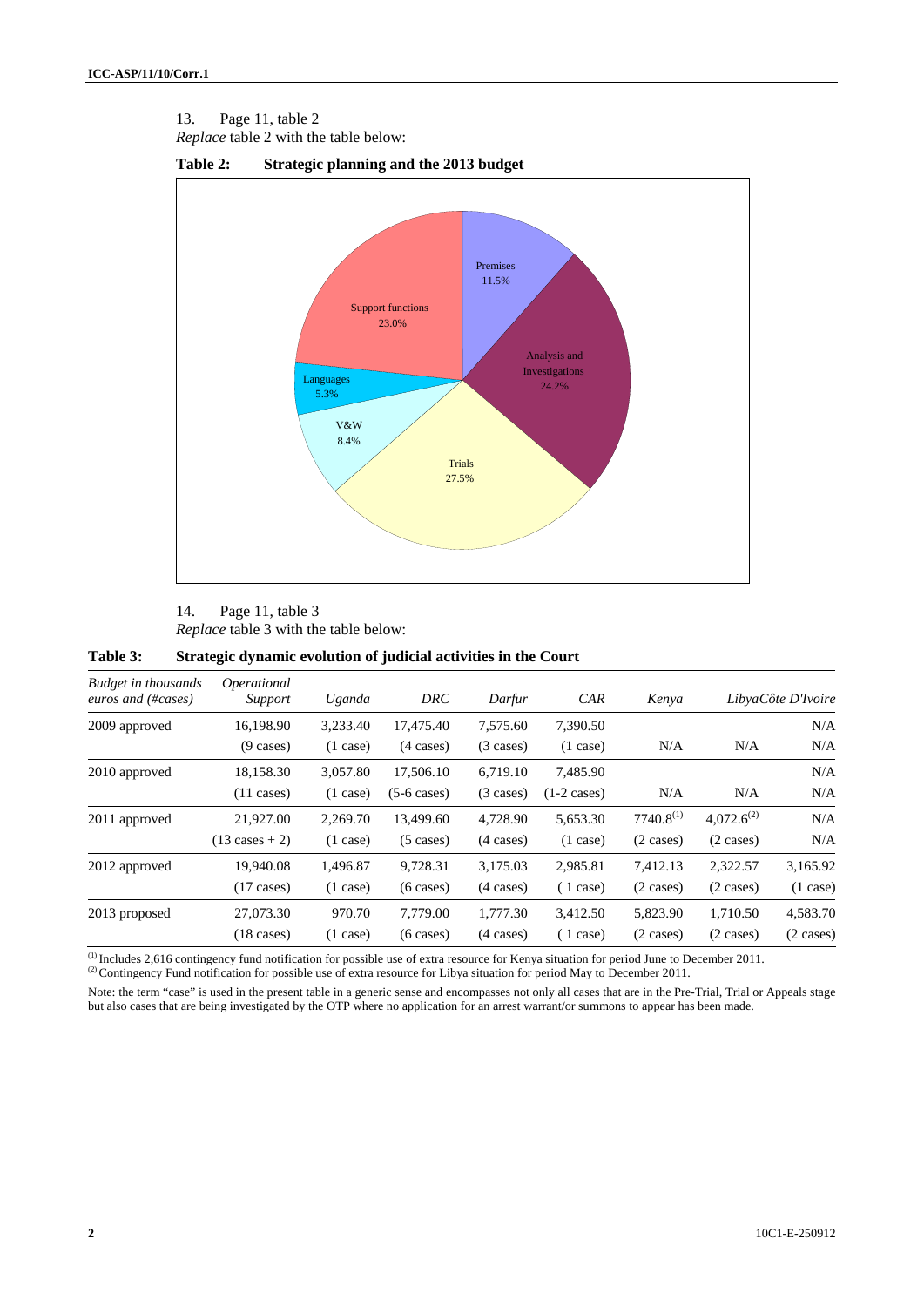13. Page 11, table 2

*Replace* table 2 with the table below:

**Table 2: Strategic planning and the 2013 budget**

| Category | Share |
|---|---|
| Premises | 11.5% |
| Analysis and Investigations | 24.2% |
| Trials | 27.5% |
| V&W | 8.4% |
| Languages | 5.3% |
| Support functions | 23.0% |

14. Page 11, table 3

*Replace* table 3 with the table below:

**Table 3: Strategic dynamic evolution of judicial activities in the Court**

| *Budget in thousands euros and (#cases)* | *Operational Support* | *Uganda* | *DRC* | *Darfur* | *CAR* | *Kenya* | *Libya* | *Côte D'Ivoire* |
|---|---|---|---|---|---|---|---|---|
| 2009 approved | 16,198.90 (9 cases) | 3,233.40 (1 case) | 17,475.40 (4 cases) | 7,575.60 (3 cases) | 7,390.50 (1 case) | N/A | N/A | N/A N/A |
| 2010 approved | 18,158.30 (11 cases) | 3,057.80 (1 case) | 17,506.10 (5-6 cases) | 6,719.10 (3 cases) | 7,485.90 (1-2 cases) | N/A | N/A | N/A N/A |
| 2011 approved | 21,927.00 (13 cases + 2) | 2,269.70 (1 case) | 13,499.60 (5 cases) | 4,728.90 (4 cases) | 5,653.30 (1 case) | 7740.8[(1)] (2 cases) | 4,072.6[(2)] (2 cases) | N/A N/A |
| 2012 approved | 19,940.08 (17 cases) | 1,496.87 (1 case) | 9,728.31 (6 cases) | 3,175.03 (4 cases) | 2,985.81 ( 1 case) | 7,412.13 (2 cases) | 2,322.57 (2 cases) | 3,165.92 (1 case) |
| 2013 proposed | 27,073.30 (18 cases) | 970.70 (1 case) | 7,779.00 (6 cases) | 1,777.30 (4 cases) | 3,412.50 ( 1 case) | 5,823.90 (2 cases) | 1,710.50 (2 cases) | 4,583.70 (2 cases) |

[(1)] Includes 2,616 contingency fund notification for possible use of extra resource for Kenya situation for period June to December 2011.

[(2)] Contingency Fund notification for possible use of extra resource for Libya situation for period May to December 2011.

Note: the term "case" is used in the present table in a generic sense and encompasses not only all cases that are in the Pre-Trial, Trial or Appeals stage but also cases that are being investigated by the OTP where no application for an arrest warrant/or summons to appear has been made.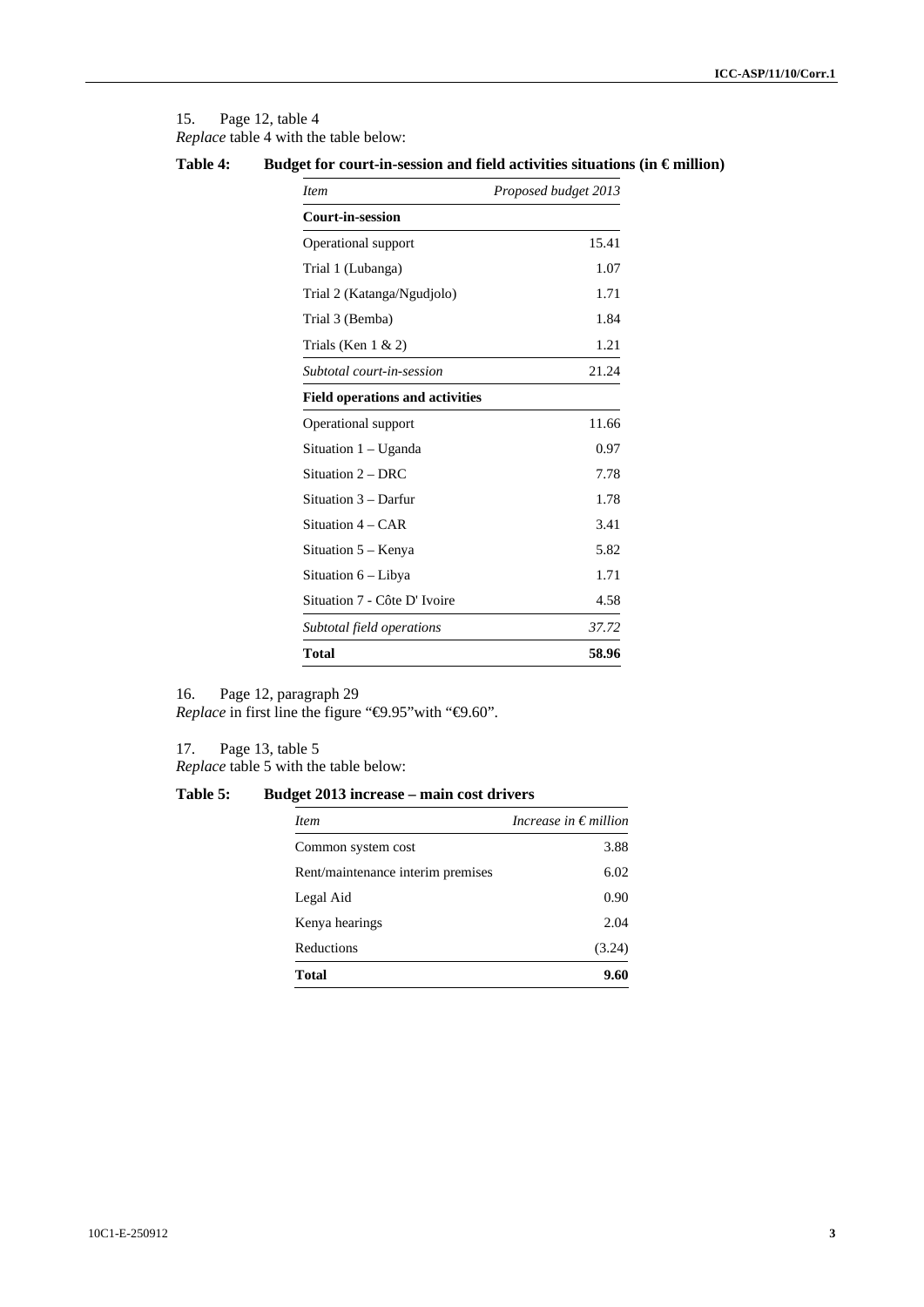15. Page 12, table 4

*Replace* table 4 with the table below:

**Table 4: Budget for court-in-session and field activities situations (in € million)**

| *Item* | *Proposed budget 2013* |
|---|---:|
| **Court-in-session** | |
| Operational support | 15.41 |
| Trial 1 (Lubanga) | 1.07 |
| Trial 2 (Katanga/Ngudjolo) | 1.71 |
| Trial 3 (Bemba) | 1.84 |
| Trials (Ken 1 & 2) | 1.21 |
| *Subtotal court-in-session* | 21.24 |
| **Field operations and activities** | |
| Operational support | 11.66 |
| Situation 1 – Uganda | 0.97 |
| Situation 2 – DRC | 7.78 |
| Situation 3 – Darfur | 1.78 |
| Situation 4 – CAR | 3.41 |
| Situation 5 – Kenya | 5.82 |
| Situation 6 – Libya | 1.71 |
| Situation 7 - Côte D' Ivoire | 4.58 |
| *Subtotal field operations* | *37.72* |
| **Total** | **58.96** |

16. Page 12, paragraph 29

*Replace* in first line the figure "€9.95"with "€9.60".

17. Page 13, table 5

*Replace* table 5 with the table below:

**Table 5: Budget 2013 increase – main cost drivers**

| *Item* | *Increase in € million* |
|---|---:|
| Common system cost | 3.88 |
| Rent/maintenance interim premises | 6.02 |
| Legal Aid | 0.90 |
| Kenya hearings | 2.04 |
| Reductions | (3.24) |
| **Total** | **9.60** |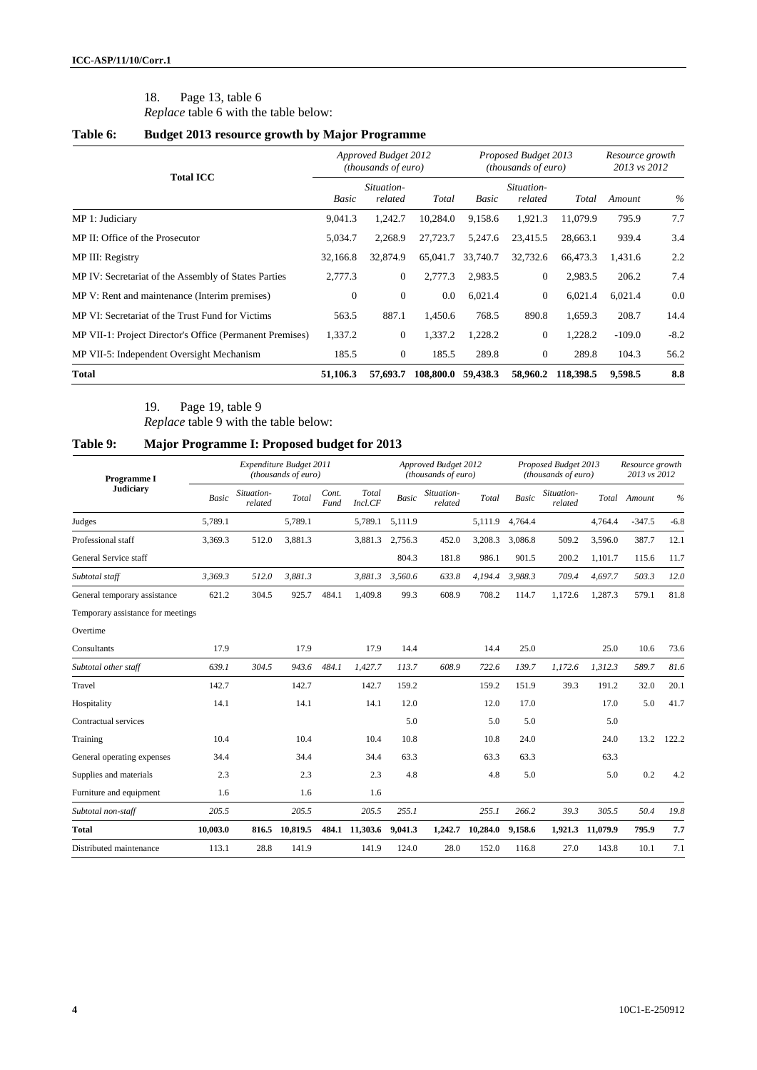18. Page 13, table 6

*Replace* table 6 with the table below:

**Table 6: Budget 2013 resource growth by Major Programme**

| Total ICC | Approved Budget 2012 (thousands of euro) | | | Proposed Budget 2013 (thousands of euro) | | | Resource growth 2013 vs 2012 | |
|---|---|---|---|---|---|---|---|---|
| | Basic | Situation-related | Total | Basic | Situation-related | Total | Amount | % |
| MP 1: Judiciary | 9,041.3 | 1,242.7 | 10,284.0 | 9,158.6 | 1,921.3 | 11,079.9 | 795.9 | 7.7 |
| MP II: Office of the Prosecutor | 5,034.7 | 2,268.9 | 27,723.7 | 5,247.6 | 23,415.5 | 28,663.1 | 939.4 | 3.4 |
| MP III: Registry | 32,166.8 | 32,874.9 | 65,041.7 | 33,740.7 | 32,732.6 | 66,473.3 | 1,431.6 | 2.2 |
| MP IV: Secretariat of the Assembly of States Parties | 2,777.3 | 0 | 2,777.3 | 2,983.5 | 0 | 2,983.5 | 206.2 | 7.4 |
| MP V: Rent and maintenance (Interim premises) | 0 | 0 | 0.0 | 6,021.4 | 0 | 6,021.4 | 6,021.4 | 0.0 |
| MP VI: Secretariat of the Trust Fund for Victims | 563.5 | 887.1 | 1,450.6 | 768.5 | 890.8 | 1,659.3 | 208.7 | 14.4 |
| MP VII-1: Project Director's Office (Permanent Premises) | 1,337.2 | 0 | 1,337.2 | 1,228.2 | 0 | 1,228.2 | -109.0 | -8.2 |
| MP VII-5: Independent Oversight Mechanism | 185.5 | 0 | 185.5 | 289.8 | 0 | 289.8 | 104.3 | 56.2 |
| **Total** | **51,106.3** | **57,693.7** | **108,800.0** | **59,438.3** | **58,960.2** | **118,398.5** | **9,598.5** | **8.8** |

19. Page 19, table 9

*Replace* table 9 with the table below:

**Table 9: Major Programme I: Proposed budget for 2013**

| Programme I Judiciary | Expenditure Budget 2011 (thousands of euro) | | | | | Approved Budget 2012 (thousands of euro) | | | Proposed Budget 2013 (thousands of euro) | | | Resource growth 2013 vs 2012 | |
|---|---|---|---|---|---|---|---|---|---|---|---|---|---|
| | Basic | Situation-related | Total | Cont. Fund | Total Incl.CF | Basic | Situation-related | Total | Basic | Situation-related | Total | Amount | % |
| Judges | 5,789.1 | | 5,789.1 | | 5,789.1 | 5,111.9 | | 5,111.9 | 4,764.4 | | 4,764.4 | -347.5 | -6.8 |
| Professional staff | 3,369.3 | 512.0 | 3,881.3 | | 3,881.3 | 2,756.3 | 452.0 | 3,208.3 | 3,086.8 | 509.2 | 3,596.0 | 387.7 | 12.1 |
| General Service staff | | | | | | 804.3 | 181.8 | 986.1 | 901.5 | 200.2 | 1,101.7 | 115.6 | 11.7 |
| *Subtotal staff* | *3,369.3* | *512.0* | *3,881.3* | | *3,881.3* | *3,560.6* | *633.8* | *4,194.4* | *3,988.3* | *709.4* | *4,697.7* | *503.3* | *12.0* |
| General temporary assistance | 621.2 | 304.5 | 925.7 | 484.1 | 1,409.8 | 99.3 | 608.9 | 708.2 | 114.7 | 1,172.6 | 1,287.3 | 579.1 | 81.8 |
| Temporary assistance for meetings | | | | | | | | | | | | | |
| Overtime | | | | | | | | | | | | | |
| Consultants | 17.9 | | 17.9 | | 17.9 | 14.4 | | 14.4 | 25.0 | | 25.0 | 10.6 | 73.6 |
| *Subtotal other staff* | *639.1* | *304.5* | *943.6* | *484.1* | *1,427.7* | *113.7* | *608.9* | *722.6* | *139.7* | *1,172.6* | *1,312.3* | *589.7* | *81.6* |
| Travel | 142.7 | | 142.7 | | 142.7 | 159.2 | | 159.2 | 151.9 | 39.3 | 191.2 | 32.0 | 20.1 |
| Hospitality | 14.1 | | 14.1 | | 14.1 | 12.0 | | 12.0 | 17.0 | | 17.0 | 5.0 | 41.7 |
| Contractual services | | | | | | 5.0 | | 5.0 | 5.0 | | 5.0 | | |
| Training | 10.4 | | 10.4 | | 10.4 | 10.8 | | 10.8 | 24.0 | | 24.0 | 13.2 | 122.2 |
| General operating expenses | 34.4 | | 34.4 | | 34.4 | 63.3 | | 63.3 | 63.3 | | 63.3 | | |
| Supplies and materials | 2.3 | | 2.3 | | 2.3 | 4.8 | | 4.8 | 5.0 | | 5.0 | 0.2 | 4.2 |
| Furniture and equipment | 1.6 | | 1.6 | | 1.6 | | | | | | | | |
| *Subtotal non-staff* | *205.5* | | *205.5* | | *205.5* | *255.1* | | *255.1* | *266.2* | *39.3* | *305.5* | *50.4* | *19.8* |
| **Total** | **10,003.0** | **816.5** | **10,819.5** | **484.1** | **11,303.6** | **9,041.3** | **1,242.7** | **10,284.0** | **9,158.6** | **1,921.3** | **11,079.9** | **795.9** | **7.7** |
| Distributed maintenance | 113.1 | 28.8 | 141.9 | | 141.9 | 124.0 | 28.0 | 152.0 | 116.8 | 27.0 | 143.8 | 10.1 | 7.1 |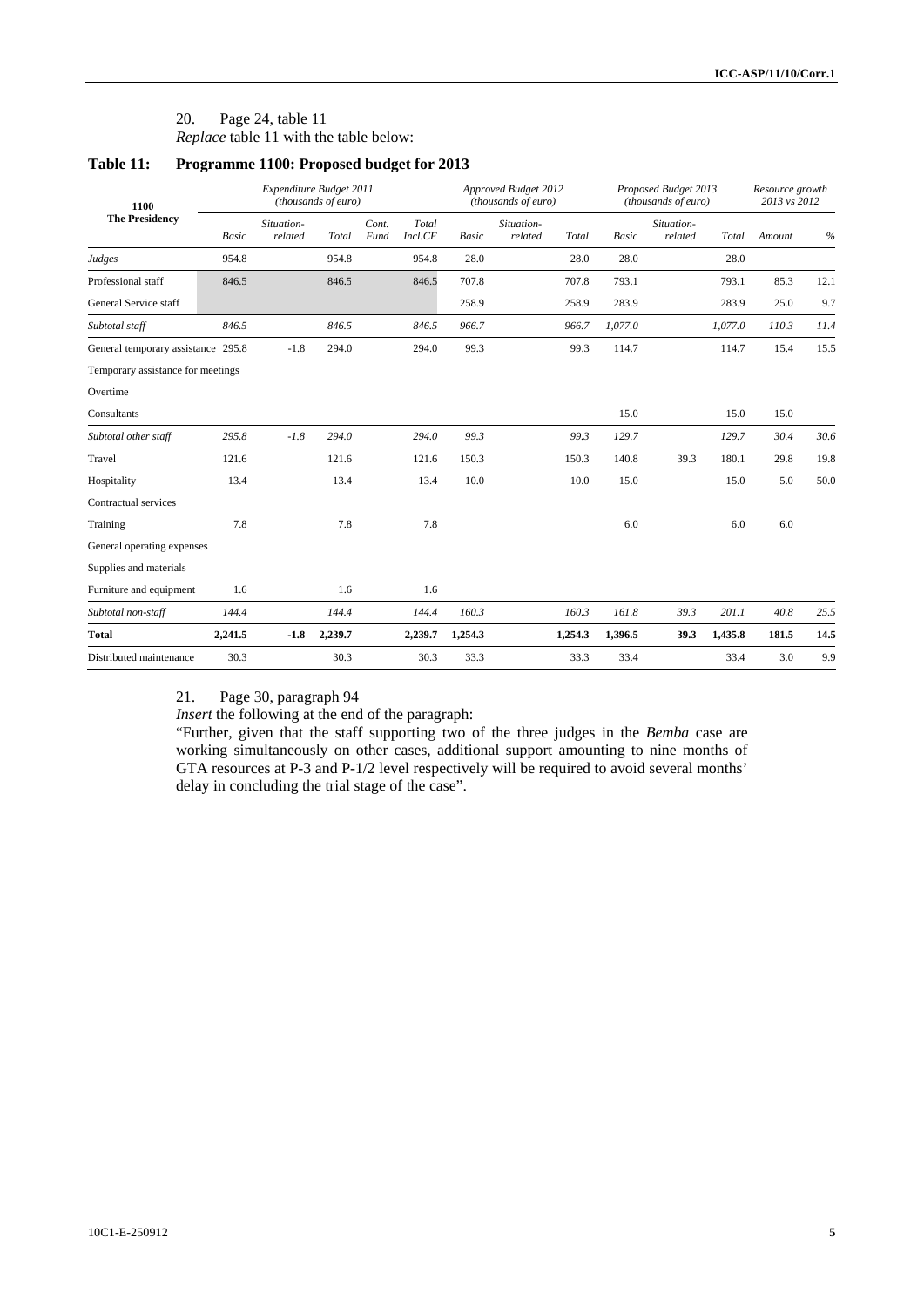20. Page 24, table 11

*Replace* table 11 with the table below:

**Table 11: Programme 1100: Proposed budget for 2013**

| 1100 The Presidency | Expenditure Budget 2011 (thousands of euro) | | | | | Approved Budget 2012 (thousands of euro) | | | Proposed Budget 2013 (thousands of euro) | | | Resource growth 2013 vs 2012 | |
|---|---|---|---|---|---|---|---|---|---|---|---|---|---|
| | *Basic* | *Situation-related* | *Total* | *Cont. Fund* | *Total Incl.CF* | *Basic* | *Situation-related* | *Total* | *Basic* | *Situation-related* | *Total* | *Amount* | *%* |
| *Judges* | 954.8 | | 954.8 | | 954.8 | 28.0 | | 28.0 | 28.0 | | 28.0 | | |
| Professional staff | 846.5 | | 846.5 | | 846.5 | 707.8 | | 707.8 | 793.1 | | 793.1 | 85.3 | 12.1 |
| General Service staff | | | | | | 258.9 | | 258.9 | 283.9 | | 283.9 | 25.0 | 9.7 |
| *Subtotal staff* | *846.5* | | *846.5* | | *846.5* | *966.7* | | *966.7* | *1,077.0* | | *1,077.0* | *110.3* | *11.4* |
| General temporary assistance | 295.8 | -1.8 | 294.0 | | 294.0 | 99.3 | | 99.3 | 114.7 | | 114.7 | 15.4 | 15.5 |
| Temporary assistance for meetings | | | | | | | | | | | | | |
| Overtime | | | | | | | | | | | | | |
| Consultants | | | | | | | | | 15.0 | | 15.0 | 15.0 | |
| *Subtotal other staff* | *295.8* | *-1.8* | *294.0* | | *294.0* | *99.3* | | *99.3* | *129.7* | | *129.7* | *30.4* | *30.6* |
| Travel | 121.6 | | 121.6 | | 121.6 | 150.3 | | 150.3 | 140.8 | 39.3 | 180.1 | 29.8 | 19.8 |
| Hospitality | 13.4 | | 13.4 | | 13.4 | 10.0 | | 10.0 | 15.0 | | 15.0 | 5.0 | 50.0 |
| Contractual services | | | | | | | | | | | | | |
| Training | 7.8 | | 7.8 | | 7.8 | | | | 6.0 | | 6.0 | 6.0 | |
| General operating expenses | | | | | | | | | | | | | |
| Supplies and materials | | | | | | | | | | | | | |
| Furniture and equipment | 1.6 | | 1.6 | | 1.6 | | | | | | | | |
| *Subtotal non-staff* | *144.4* | | *144.4* | | *144.4* | *160.3* | | *160.3* | *161.8* | *39.3* | *201.1* | *40.8* | *25.5* |
| **Total** | **2,241.5** | **-1.8** | **2,239.7** | | **2,239.7** | **1,254.3** | | **1,254.3** | **1,396.5** | **39.3** | **1,435.8** | **181.5** | **14.5** |
| Distributed maintenance | 30.3 | | 30.3 | | 30.3 | 33.3 | | 33.3 | 33.4 | | 33.4 | 3.0 | 9.9 |

21. Page 30, paragraph 94

*Insert* the following at the end of the paragraph:

"Further, given that the staff supporting two of the three judges in the *Bemba* case are working simultaneously on other cases, additional support amounting to nine months of GTA resources at P-3 and P-1/2 level respectively will be required to avoid several months' delay in concluding the trial stage of the case".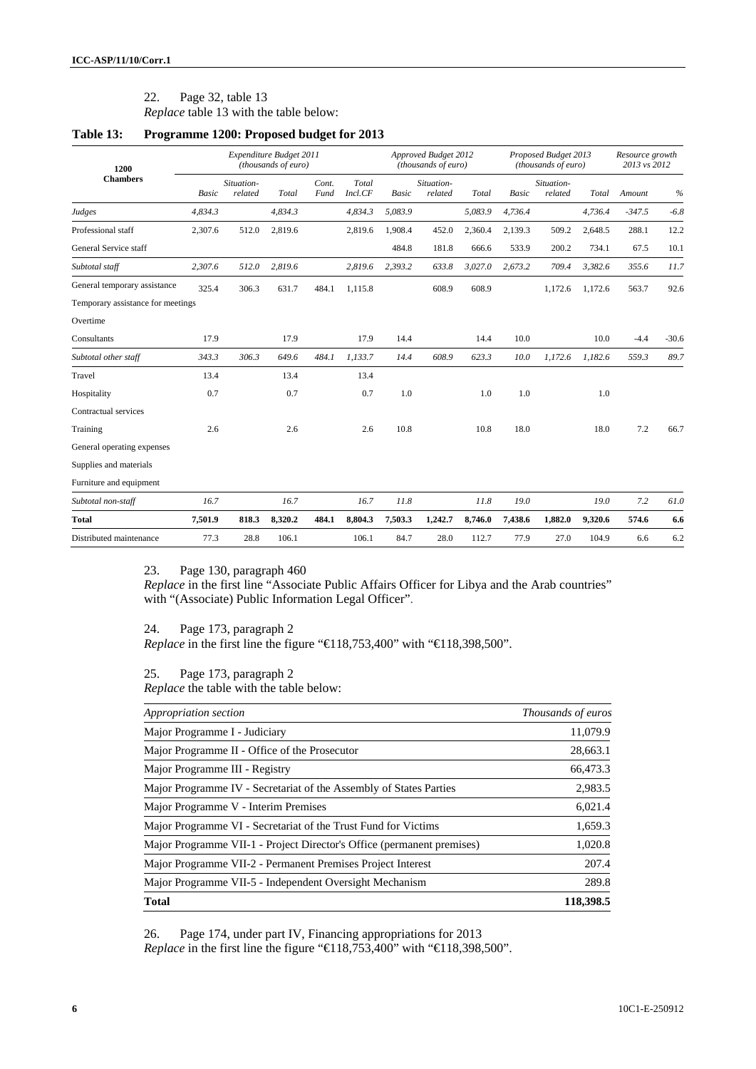22. Page 32, table 13

*Replace* table 13 with the table below:

**Table 13: Programme 1200: Proposed budget for 2013**

| 1200 Chambers | *Expenditure Budget 2011 (thousands of euro)* | | | | | *Approved Budget 2012 (thousands of euro)* | | | *Proposed Budget 2013 (thousands of euro)* | | | *Resource growth 2013 vs 2012* | |
|---|---|---|---|---|---|---|---|---|---|---|---|---|---|
| | *Basic* | *Situation-related* | *Total* | *Cont. Fund* | *Total Incl.CF* | *Basic* | *Situation-related* | *Total* | *Basic* | *Situation-related* | *Total* | *Amount* | *%* |
| *Judges* | *4,834.3* | | *4,834.3* | | *4,834.3* | *5,083.9* | | *5,083.9* | *4,736.4* | | *4,736.4* | *-347.5* | *-6.8* |
| Professional staff | 2,307.6 | 512.0 | 2,819.6 | | 2,819.6 | 1,908.4 | 452.0 | 2,360.4 | 2,139.3 | 509.2 | 2,648.5 | 288.1 | 12.2 |
| General Service staff | | | | | | 484.8 | 181.8 | 666.6 | 533.9 | 200.2 | 734.1 | 67.5 | 10.1 |
| *Subtotal staff* | *2,307.6* | *512.0* | *2,819.6* | | *2,819.6* | *2,393.2* | *633.8* | *3,027.0* | *2,673.2* | *709.4* | *3,382.6* | *355.6* | *11.7* |
| General temporary assistance | 325.4 | 306.3 | 631.7 | 484.1 | 1,115.8 | | 608.9 | 608.9 | | 1,172.6 | 1,172.6 | 563.7 | 92.6 |
| Temporary assistance for meetings | | | | | | | | | | | | | |
| Overtime | | | | | | | | | | | | | |
| Consultants | 17.9 | | 17.9 | | 17.9 | 14.4 | | 14.4 | 10.0 | | 10.0 | -4.4 | -30.6 |
| *Subtotal other staff* | *343.3* | *306.3* | *649.6* | *484.1* | *1,133.7* | *14.4* | *608.9* | *623.3* | *10.0* | *1,172.6* | *1,182.6* | *559.3* | *89.7* |
| Travel | 13.4 | | 13.4 | | 13.4 | | | | | | | | |
| Hospitality | 0.7 | | 0.7 | | 0.7 | 1.0 | | 1.0 | 1.0 | | 1.0 | | |
| Contractual services | | | | | | | | | | | | | |
| Training | 2.6 | | 2.6 | | 2.6 | 10.8 | | 10.8 | 18.0 | | 18.0 | 7.2 | 66.7 |
| General operating expenses | | | | | | | | | | | | | |
| Supplies and materials | | | | | | | | | | | | | |
| Furniture and equipment | | | | | | | | | | | | | |
| *Subtotal non-staff* | *16.7* | | *16.7* | | *16.7* | *11.8* | | *11.8* | *19.0* | | *19.0* | *7.2* | *61.0* |
| **Total** | **7,501.9** | **818.3** | **8,320.2** | **484.1** | **8,804.3** | **7,503.3** | **1,242.7** | **8,746.0** | **7,438.6** | **1,882.0** | **9,320.6** | **574.6** | **6.6** |
| Distributed maintenance | 77.3 | 28.8 | 106.1 | | 106.1 | 84.7 | 28.0 | 112.7 | 77.9 | 27.0 | 104.9 | 6.6 | 6.2 |

23. Page 130, paragraph 460

*Replace* in the first line "Associate Public Affairs Officer for Libya and the Arab countries" with "(Associate) Public Information Legal Officer".

24. Page 173, paragraph 2

*Replace* in the first line the figure "€118,753,400" with "€118,398,500".

25. Page 173, paragraph 2

*Replace* the table with the table below:

| *Appropriation section* | *Thousands of euros* |
|---|---|
| Major Programme I - Judiciary | 11,079.9 |
| Major Programme II - Office of the Prosecutor | 28,663.1 |
| Major Programme III - Registry | 66,473.3 |
| Major Programme IV - Secretariat of the Assembly of States Parties | 2,983.5 |
| Major Programme V - Interim Premises | 6,021.4 |
| Major Programme VI - Secretariat of the Trust Fund for Victims | 1,659.3 |
| Major Programme VII-1 - Project Director's Office (permanent premises) | 1,020.8 |
| Major Programme VII-2 - Permanent Premises Project Interest | 207.4 |
| Major Programme VII-5 - Independent Oversight Mechanism | 289.8 |
| **Total** | **118,398.5** |

26. Page 174, under part IV, Financing appropriations for 2013

*Replace* in the first line the figure "€118,753,400" with "€118,398,500".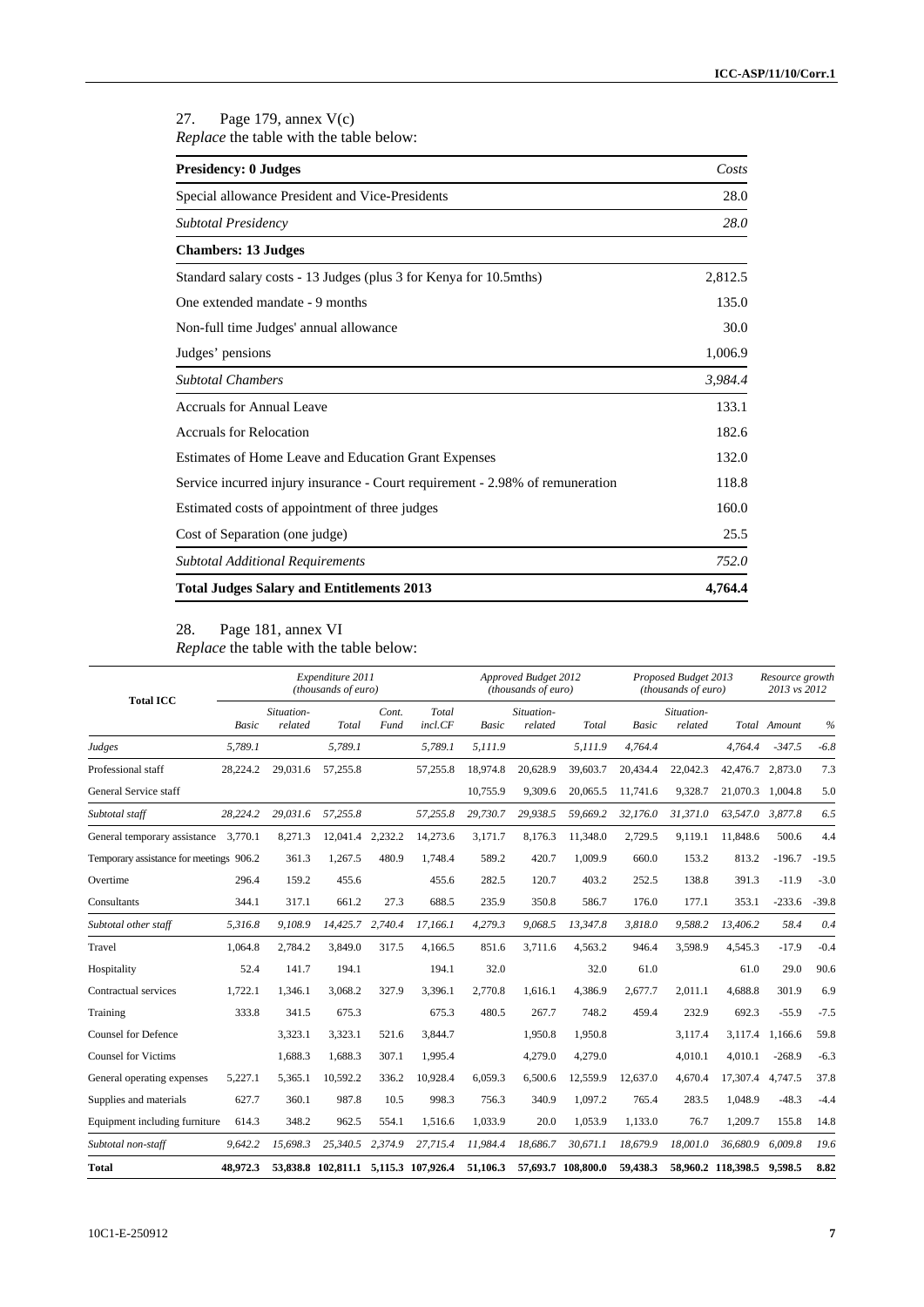27. Page 179, annex V(c)

*Replace* the table with the table below:

| **Presidency: 0 Judges** | *Costs* |
|---|---|
| Special allowance President and Vice-Presidents | 28.0 |
| *Subtotal Presidency* | *28.0* |
| **Chambers: 13 Judges** | |
| Standard salary costs - 13 Judges (plus 3 for Kenya for 10.5mths) | 2,812.5 |
| One extended mandate - 9 months | 135.0 |
| Non-full time Judges' annual allowance | 30.0 |
| Judges' pensions | 1,006.9 |
| *Subtotal Chambers* | *3,984.4* |
| Accruals for Annual Leave | 133.1 |
| Accruals for Relocation | 182.6 |
| Estimates of Home Leave and Education Grant Expenses | 132.0 |
| Service incurred injury insurance - Court requirement - 2.98% of remuneration | 118.8 |
| Estimated costs of appointment of three judges | 160.0 |
| Cost of Separation (one judge) | 25.5 |
| *Subtotal Additional Requirements* | *752.0* |
| **Total Judges Salary and Entitlements 2013** | **4,764.4** |

28. Page 181, annex VI

*Replace* the table with the table below:

| Total ICC | Expenditure 2011 (thousands of euro) | | | | | Approved Budget 2012 (thousands of euro) | | | Proposed Budget 2013 (thousands of euro) | | | Resource growth 2013 vs 2012 | |
|---|---|---|---|---|---|---|---|---|---|---|---|---|---|
| | *Basic* | *Situation-related* | *Total* | *Cont. Fund* | *Total incl.CF* | *Basic* | *Situation-related* | *Total* | *Basic* | *Situation-related* | *Total* | *Amount* | *%* |
| *Judges* | *5,789.1* | | *5,789.1* | | *5,789.1* | *5,111.9* | | *5,111.9* | *4,764.4* | | *4,764.4* | *-347.5* | *-6.8* |
| Professional staff | 28,224.2 | 29,031.6 | 57,255.8 | | 57,255.8 | 18,974.8 | 20,628.9 | 39,603.7 | 20,434.4 | 22,042.3 | 42,476.7 | 2,873.0 | 7.3 |
| General Service staff | | | | | | 10,755.9 | 9,309.6 | 20,065.5 | 11,741.6 | 9,328.7 | 21,070.3 | 1,004.8 | 5.0 |
| *Subtotal staff* | *28,224.2* | *29,031.6* | *57,255.8* | | *57,255.8* | *29,730.7* | *29,938.5* | *59,669.2* | *32,176.0* | *31,371.0* | *63,547.0* | *3,877.8* | *6.5* |
| General temporary assistance | 3,770.1 | 8,271.3 | 12,041.4 | 2,232.2 | 14,273.6 | 3,171.7 | 8,176.3 | 11,348.0 | 2,729.5 | 9,119.1 | 11,848.6 | 500.6 | 4.4 |
| Temporary assistance for meetings | 906.2 | 361.3 | 1,267.5 | 480.9 | 1,748.4 | 589.2 | 420.7 | 1,009.9 | 660.0 | 153.2 | 813.2 | -196.7 | -19.5 |
| Overtime | 296.4 | 159.2 | 455.6 | | 455.6 | 282.5 | 120.7 | 403.2 | 252.5 | 138.8 | 391.3 | -11.9 | -3.0 |
| Consultants | 344.1 | 317.1 | 661.2 | 27.3 | 688.5 | 235.9 | 350.8 | 586.7 | 176.0 | 177.1 | 353.1 | -233.6 | -39.8 |
| *Subtotal other staff* | *5,316.8* | *9,108.9* | *14,425.7* | *2,740.4* | *17,166.1* | *4,279.3* | *9,068.5* | *13,347.8* | *3,818.0* | *9,588.2* | *13,406.2* | *58.4* | *0.4* |
| Travel | 1,064.8 | 2,784.2 | 3,849.0 | 317.5 | 4,166.5 | 851.6 | 3,711.6 | 4,563.2 | 946.4 | 3,598.9 | 4,545.3 | -17.9 | -0.4 |
| Hospitality | 52.4 | 141.7 | 194.1 | | 194.1 | 32.0 | | 32.0 | 61.0 | | 61.0 | 29.0 | 90.6 |
| Contractual services | 1,722.1 | 1,346.1 | 3,068.2 | 327.9 | 3,396.1 | 2,770.8 | 1,616.1 | 4,386.9 | 2,677.7 | 2,011.1 | 4,688.8 | 301.9 | 6.9 |
| Training | 333.8 | 341.5 | 675.3 | | 675.3 | 480.5 | 267.7 | 748.2 | 459.4 | 232.9 | 692.3 | -55.9 | -7.5 |
| Counsel for Defence | | 3,323.1 | 3,323.1 | 521.6 | 3,844.7 | | 1,950.8 | 1,950.8 | | 3,117.4 | 3,117.4 | 1,166.6 | 59.8 |
| Counsel for Victims | | 1,688.3 | 1,688.3 | 307.1 | 1,995.4 | | 4,279.0 | 4,279.0 | | 4,010.1 | 4,010.1 | -268.9 | -6.3 |
| General operating expenses | 5,227.1 | 5,365.1 | 10,592.2 | 336.2 | 10,928.4 | 6,059.3 | 6,500.6 | 12,559.9 | 12,637.0 | 4,670.4 | 17,307.4 | 4,747.5 | 37.8 |
| Supplies and materials | 627.7 | 360.1 | 987.8 | 10.5 | 998.3 | 756.3 | 340.9 | 1,097.2 | 765.4 | 283.5 | 1,048.9 | -48.3 | -4.4 |
| Equipment including furniture | 614.3 | 348.2 | 962.5 | 554.1 | 1,516.6 | 1,033.9 | 20.0 | 1,053.9 | 1,133.0 | 76.7 | 1,209.7 | 155.8 | 14.8 |
| *Subtotal non-staff* | *9,642.2* | *15,698.3* | *25,340.5* | *2,374.9* | *27,715.4* | *11,984.4* | *18,686.7* | *30,671.1* | *18,679.9* | *18,001.0* | *36,680.9* | *6,009.8* | *19.6* |
| **Total** | **48,972.3** | **53,838.8** | **102,811.1** | **5,115.3** | **107,926.4** | **51,106.3** | **57,693.7** | **108,800.0** | **59,438.3** | **58,960.2** | **118,398.5** | **9,598.5** | **8.82** |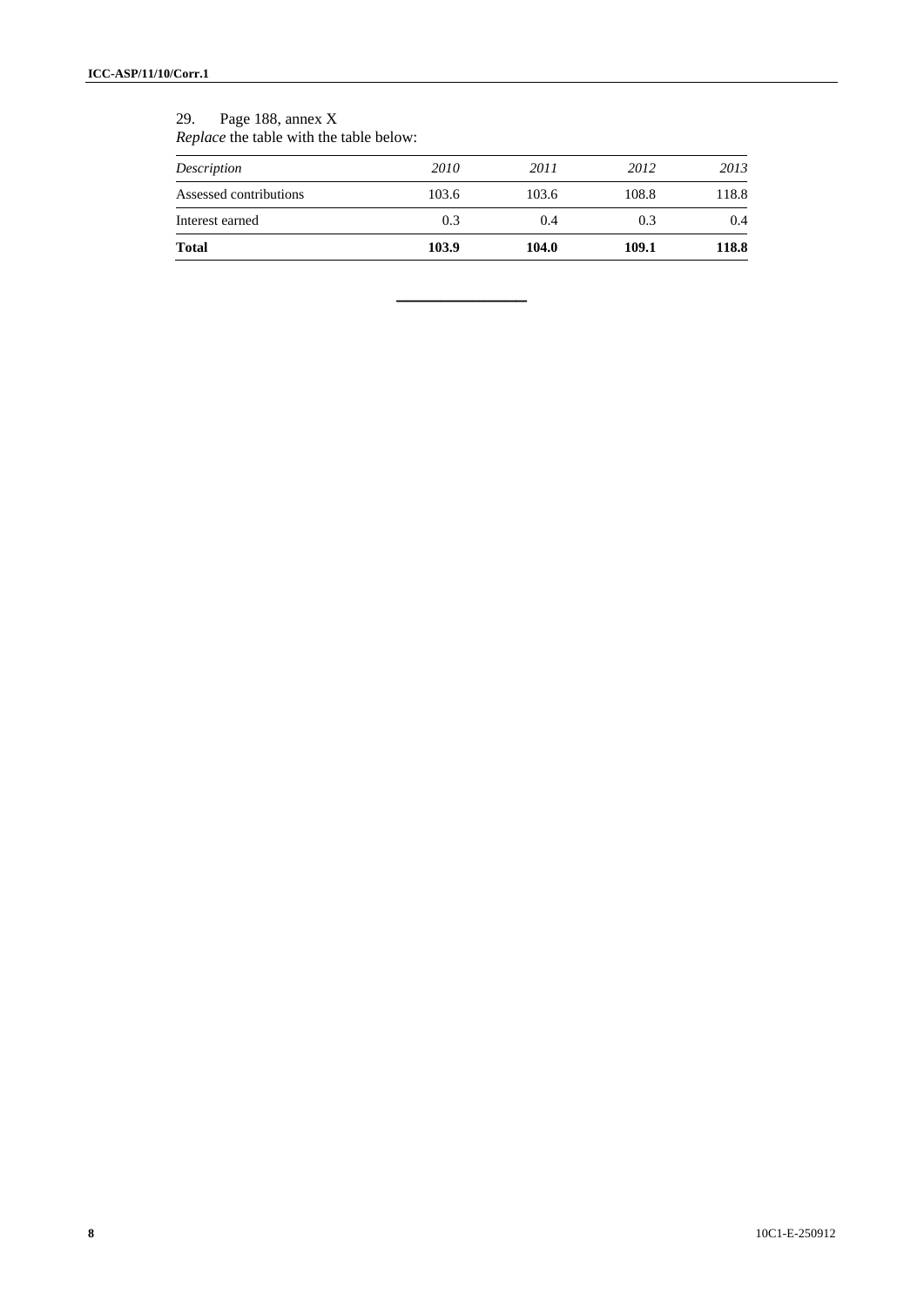29. Page 188, annex X

*Replace* the table with the table below:

| *Description* | *2010* | *2011* | *2012* | *2013* |
|---|---|---|---|---|
| Assessed contributions | 103.6 | 103.6 | 108.8 | 118.8 |
| Interest earned | 0.3 | 0.4 | 0.3 | 0.4 |
| **Total** | **103.9** | **104.0** | **109.1** | **118.8** |

---